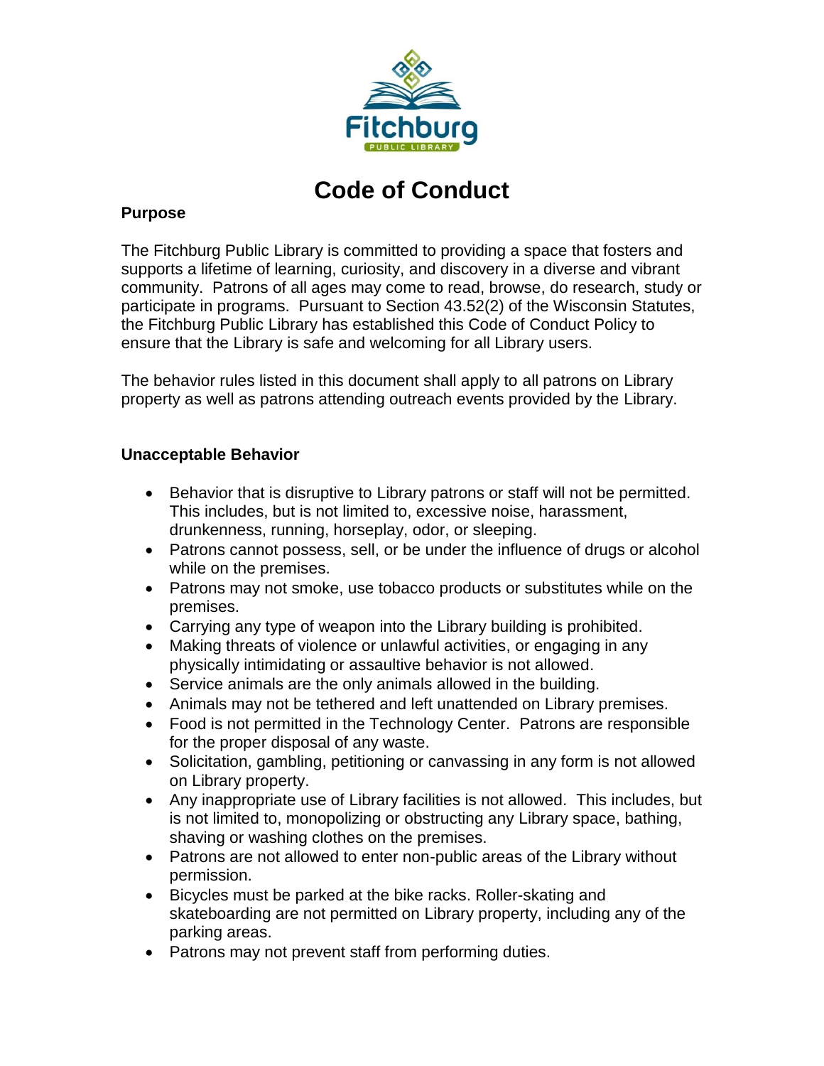# Code of Conduct

**Purpose**

The Fitchburg Public Library is committed to providing a space that fosters and supports a lifetime of learning, curiosity, and discovery in a diverse and vibrant community. Patrons of all ages may come to read, browse, do research, study or participate in programs. Pursuant to Section 43.52(2) of the Wisconsin Statutes, the Fitchburg Public Library has established this Code of Conduct Policy to ensure that the Library is safe and welcoming for all Library users.

The behavior rules listed in this document shall apply to all patrons on Library property as well as patrons attending outreach events provided by the Library.

**Unacceptable Behavior**

- Behavior that is disruptive to Library patrons or staff will not be permitted. This includes, but is not limited to, excessive noise, harassment, drunkenness, running, horseplay, odor, or sleeping.
- Patrons cannot possess, sell, or be under the influence of drugs or alcohol while on the premises.
- Patrons may not smoke, use tobacco products or substitutes while on the premises.
- Carrying any type of weapon into the Library building is prohibited.
- Making threats of violence or unlawful activities, or engaging in any physically intimidating or assaultive behavior is not allowed.
- Service animals are the only animals allowed in the building.
- Animals may not be tethered and left unattended on Library premises.
- Food is not permitted in the Technology Center. Patrons are responsible for the proper disposal of any waste.
- Solicitation, gambling, petitioning or canvassing in any form is not allowed on Library property.
- Any inappropriate use of Library facilities is not allowed. This includes, but is not limited to, monopolizing or obstructing any Library space, bathing, shaving or washing clothes on the premises.
- Patrons are not allowed to enter non-public areas of the Library without permission.
- Bicycles must be parked at the bike racks. Roller-skating and skateboarding are not permitted on Library property, including any of the parking areas.
- Patrons may not prevent staff from performing duties.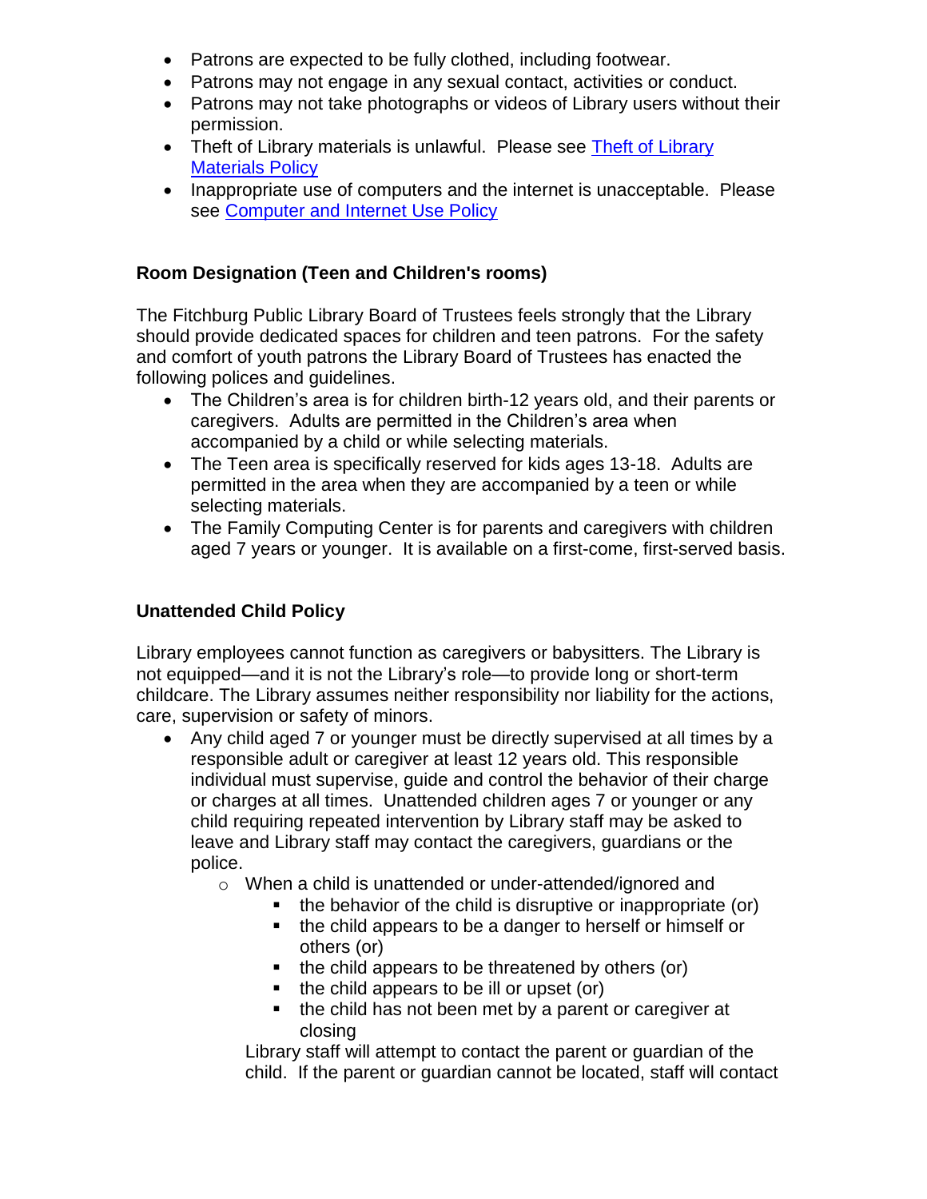- Patrons are expected to be fully clothed, including footwear.
- Patrons may not engage in any sexual contact, activities or conduct.
- Patrons may not take photographs or videos of Library users without their permission.
- Theft of Library materials is unlawful. Please see [Theft of Library Materials Policy]()
- Inappropriate use of computers and the internet is unacceptable. Please see [Computer and Internet Use Policy]()

**Room Designation (Teen and Children's rooms)**

The Fitchburg Public Library Board of Trustees feels strongly that the Library should provide dedicated spaces for children and teen patrons. For the safety and comfort of youth patrons the Library Board of Trustees has enacted the following polices and guidelines.

- The Children's area is for children birth-12 years old, and their parents or caregivers. Adults are permitted in the Children's area when accompanied by a child or while selecting materials.
- The Teen area is specifically reserved for kids ages 13-18. Adults are permitted in the area when they are accompanied by a teen or while selecting materials.
- The Family Computing Center is for parents and caregivers with children aged 7 years or younger. It is available on a first-come, first-served basis.

**Unattended Child Policy**

Library employees cannot function as caregivers or babysitters. The Library is not equipped—and it is not the Library's role—to provide long or short-term childcare. The Library assumes neither responsibility nor liability for the actions, care, supervision or safety of minors.

- Any child aged 7 or younger must be directly supervised at all times by a responsible adult or caregiver at least 12 years old. This responsible individual must supervise, guide and control the behavior of their charge or charges at all times. Unattended children ages 7 or younger or any child requiring repeated intervention by Library staff may be asked to leave and Library staff may contact the caregivers, guardians or the police.
  - When a child is unattended or under-attended/ignored and
    - the behavior of the child is disruptive or inappropriate (or)
    - the child appears to be a danger to herself or himself or others (or)
    - the child appears to be threatened by others (or)
    - the child appears to be ill or upset (or)
    - the child has not been met by a parent or caregiver at closing

    Library staff will attempt to contact the parent or guardian of the child. If the parent or guardian cannot be located, staff will contact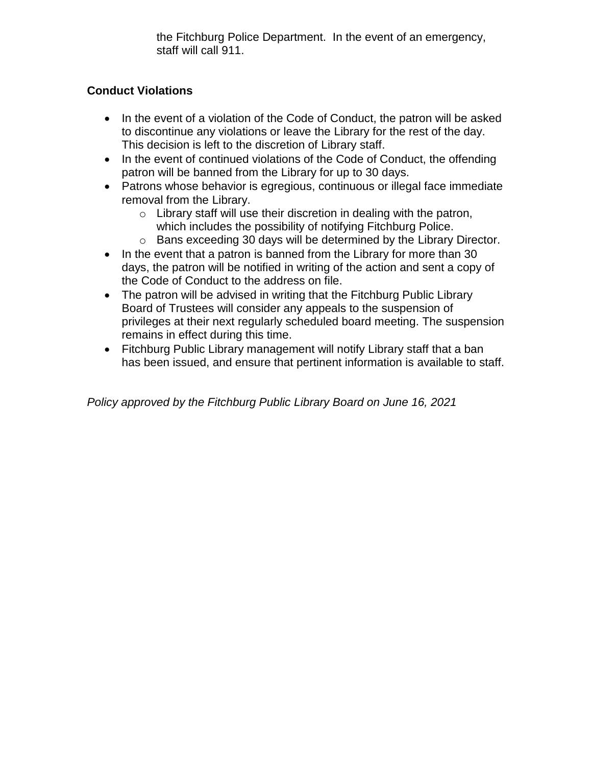the Fitchburg Police Department. In the event of an emergency, staff will call 911.

**Conduct Violations**

- In the event of a violation of the Code of Conduct, the patron will be asked to discontinue any violations or leave the Library for the rest of the day. This decision is left to the discretion of Library staff.
- In the event of continued violations of the Code of Conduct, the offending patron will be banned from the Library for up to 30 days.
- Patrons whose behavior is egregious, continuous or illegal face immediate removal from the Library.
  - Library staff will use their discretion in dealing with the patron, which includes the possibility of notifying Fitchburg Police.
  - Bans exceeding 30 days will be determined by the Library Director.
- In the event that a patron is banned from the Library for more than 30 days, the patron will be notified in writing of the action and sent a copy of the Code of Conduct to the address on file.
- The patron will be advised in writing that the Fitchburg Public Library Board of Trustees will consider any appeals to the suspension of privileges at their next regularly scheduled board meeting. The suspension remains in effect during this time.
- Fitchburg Public Library management will notify Library staff that a ban has been issued, and ensure that pertinent information is available to staff.

*Policy approved by the Fitchburg Public Library Board on June 16, 2021*